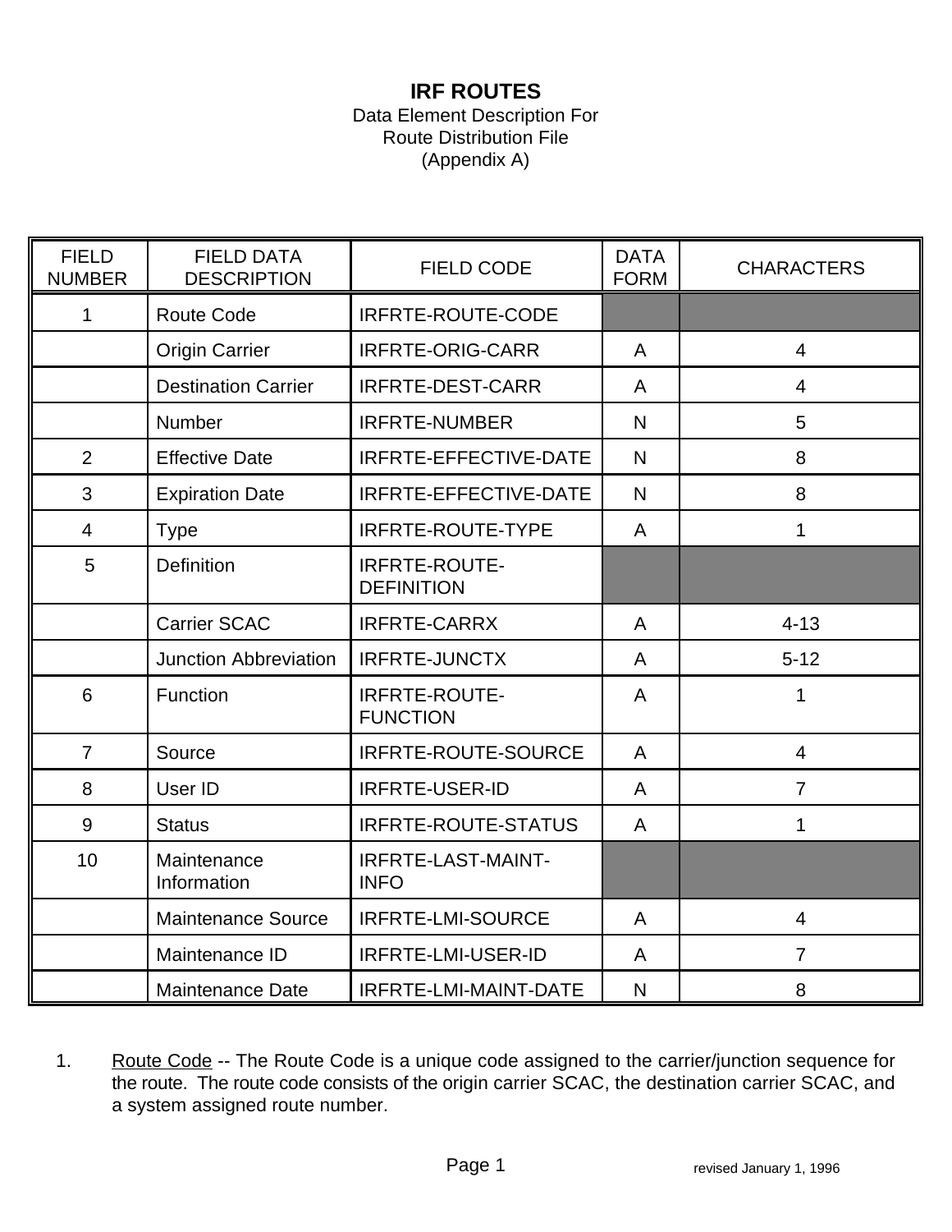# IRF ROUTES

Data Element Description For
Route Distribution File
(Appendix A)

| FIELD NUMBER | FIELD DATA DESCRIPTION | FIELD CODE | DATA FORM | CHARACTERS |
|---|---|---|---|---|
| 1 | Route Code | IRFRTE-ROUTE-CODE | | |
| | Origin Carrier | IRFRTE-ORIG-CARR | A | 4 |
| | Destination Carrier | IRFRTE-DEST-CARR | A | 4 |
| | Number | IRFRTE-NUMBER | N | 5 |
| 2 | Effective Date | IRFRTE-EFFECTIVE-DATE | N | 8 |
| 3 | Expiration Date | IRFRTE-EFFECTIVE-DATE | N | 8 |
| 4 | Type | IRFRTE-ROUTE-TYPE | A | 1 |
| 5 | Definition | IRFRTE-ROUTE-DEFINITION | | |
| | Carrier SCAC | IRFRTE-CARRX | A | 4-13 |
| | Junction Abbreviation | IRFRTE-JUNCTX | A | 5-12 |
| 6 | Function | IRFRTE-ROUTE-FUNCTION | A | 1 |
| 7 | Source | IRFRTE-ROUTE-SOURCE | A | 4 |
| 8 | User ID | IRFRTE-USER-ID | A | 7 |
| 9 | Status | IRFRTE-ROUTE-STATUS | A | 1 |
| 10 | Maintenance Information | IRFRTE-LAST-MAINT-INFO | | |
| | Maintenance Source | IRFRTE-LMI-SOURCE | A | 4 |
| | Maintenance ID | IRFRTE-LMI-USER-ID | A | 7 |
| | Maintenance Date | IRFRTE-LMI-MAINT-DATE | N | 8 |

1. Route Code -- The Route Code is a unique code assigned to the carrier/junction sequence for the route. The route code consists of the origin carrier SCAC, the destination carrier SCAC, and a system assigned route number.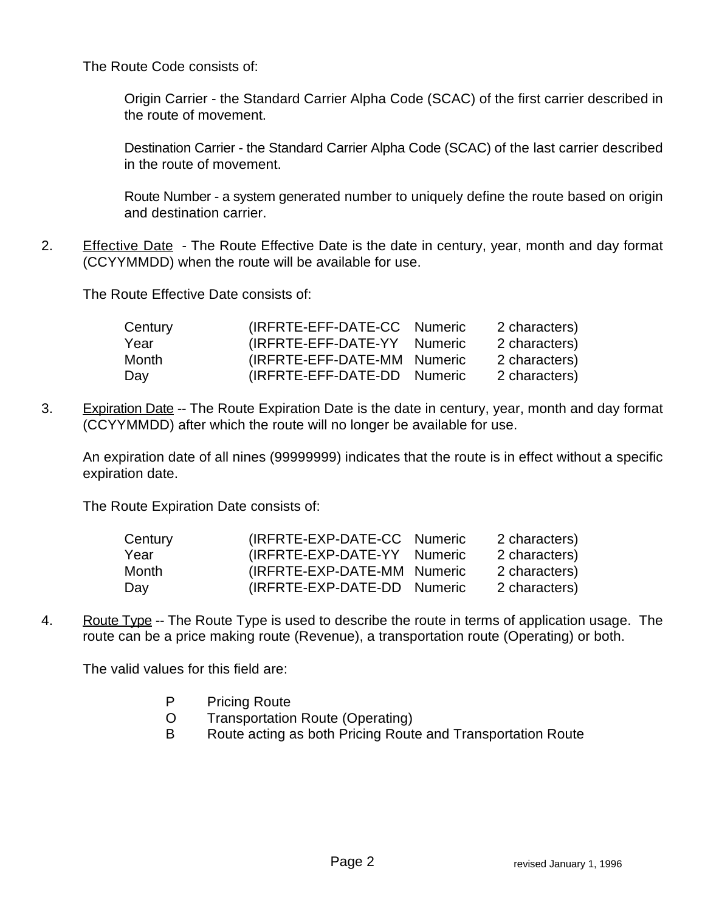The Route Code consists of:

> Origin Carrier - the Standard Carrier Alpha Code (SCAC) of the first carrier described in the route of movement.
>
> Destination Carrier - the Standard Carrier Alpha Code (SCAC) of the last carrier described in the route of movement.
>
> Route Number - a system generated number to uniquely define the route based on origin and destination carrier.

2. Effective Date - The Route Effective Date is the date in century, year, month and day format (CCYYMMDD) when the route will be available for use.

   The Route Effective Date consists of:

   | | | | |
   |---|---|---|---|
   | Century | (IRFRTE-EFF-DATE-CC | Numeric | 2 characters) |
   | Year | (IRFRTE-EFF-DATE-YY | Numeric | 2 characters) |
   | Month | (IRFRTE-EFF-DATE-MM | Numeric | 2 characters) |
   | Day | (IRFRTE-EFF-DATE-DD | Numeric | 2 characters) |

3. Expiration Date -- The Route Expiration Date is the date in century, year, month and day format (CCYYMMDD) after which the route will no longer be available for use.

   An expiration date of all nines (99999999) indicates that the route is in effect without a specific expiration date.

   The Route Expiration Date consists of:

   | | | | |
   |---|---|---|---|
   | Century | (IRFRTE-EXP-DATE-CC | Numeric | 2 characters) |
   | Year | (IRFRTE-EXP-DATE-YY | Numeric | 2 characters) |
   | Month | (IRFRTE-EXP-DATE-MM | Numeric | 2 characters) |
   | Day | (IRFRTE-EXP-DATE-DD | Numeric | 2 characters) |

4. Route Type -- The Route Type is used to describe the route in terms of application usage. The route can be a price making route (Revenue), a transportation route (Operating) or both.

   The valid values for this field are:

   - P Pricing Route
   - O Transportation Route (Operating)
   - B Route acting as both Pricing Route and Transportation Route

revised January 1, 1996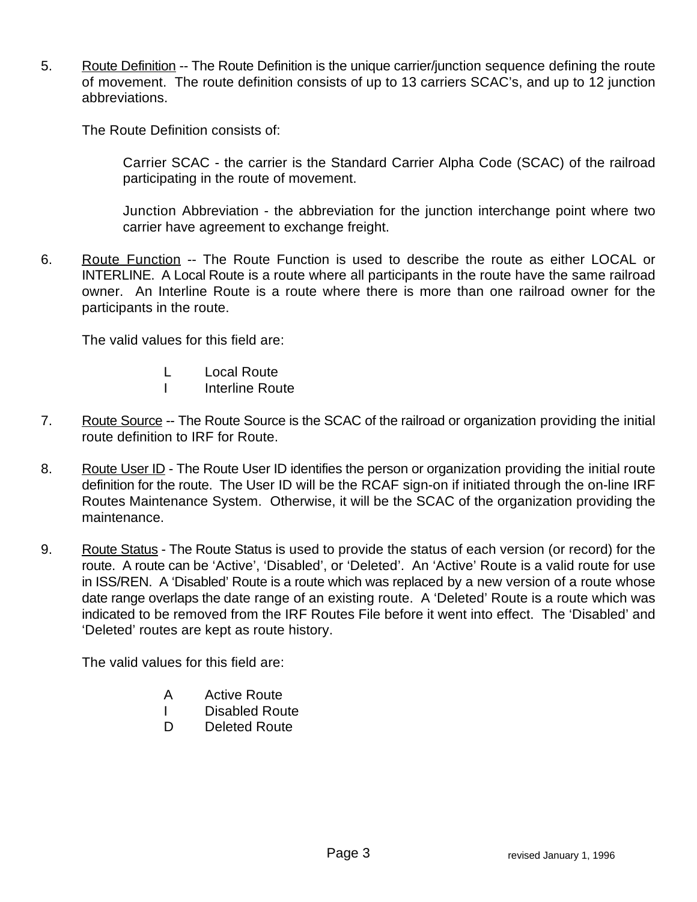5. <u>Route Definition</u> -- The Route Definition is the unique carrier/junction sequence defining the route of movement. The route definition consists of up to 13 carriers SCAC's, and up to 12 junction abbreviations.

   The Route Definition consists of:

   > Carrier SCAC - the carrier is the Standard Carrier Alpha Code (SCAC) of the railroad participating in the route of movement.
   >
   > Junction Abbreviation - the abbreviation for the junction interchange point where two carrier have agreement to exchange freight.

6. <u>Route Function</u> -- The Route Function is used to describe the route as either LOCAL or INTERLINE. A Local Route is a route where all participants in the route have the same railroad owner. An Interline Route is a route where there is more than one railroad owner for the participants in the route.

   The valid values for this field are:

   | | |
   |---|---|
   | L | Local Route |
   | I | Interline Route |

7. <u>Route Source</u> -- The Route Source is the SCAC of the railroad or organization providing the initial route definition to IRF for Route.

8. <u>Route User ID</u> - The Route User ID identifies the person or organization providing the initial route definition for the route. The User ID will be the RCAF sign-on if initiated through the on-line IRF Routes Maintenance System. Otherwise, it will be the SCAC of the organization providing the maintenance.

9. <u>Route Status</u> - The Route Status is used to provide the status of each version (or record) for the route. A route can be 'Active', 'Disabled', or 'Deleted'. An 'Active' Route is a valid route for use in ISS/REN. A 'Disabled' Route is a route which was replaced by a new version of a route whose date range overlaps the date range of an existing route. A 'Deleted' Route is a route which was indicated to be removed from the IRF Routes File before it went into effect. The 'Disabled' and 'Deleted' routes are kept as route history.

   The valid values for this field are:

   | | |
   |---|---|
   | A | Active Route |
   | I | Disabled Route |
   | D | Deleted Route |

revised January 1, 1996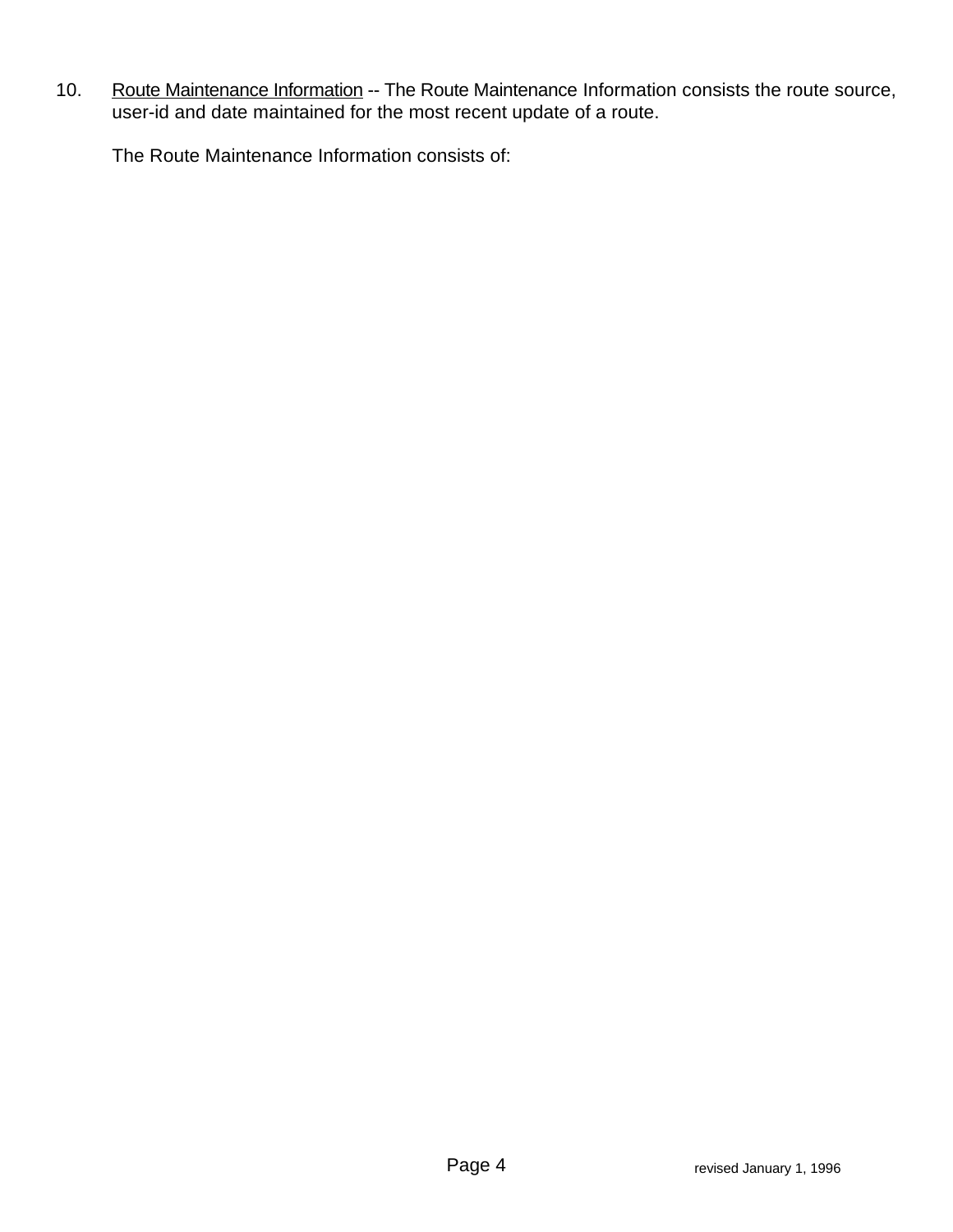10. <u>Route Maintenance Information</u> -- The Route Maintenance Information consists the route source, user-id and date maintained for the most recent update of a route.

    The Route Maintenance Information consists of: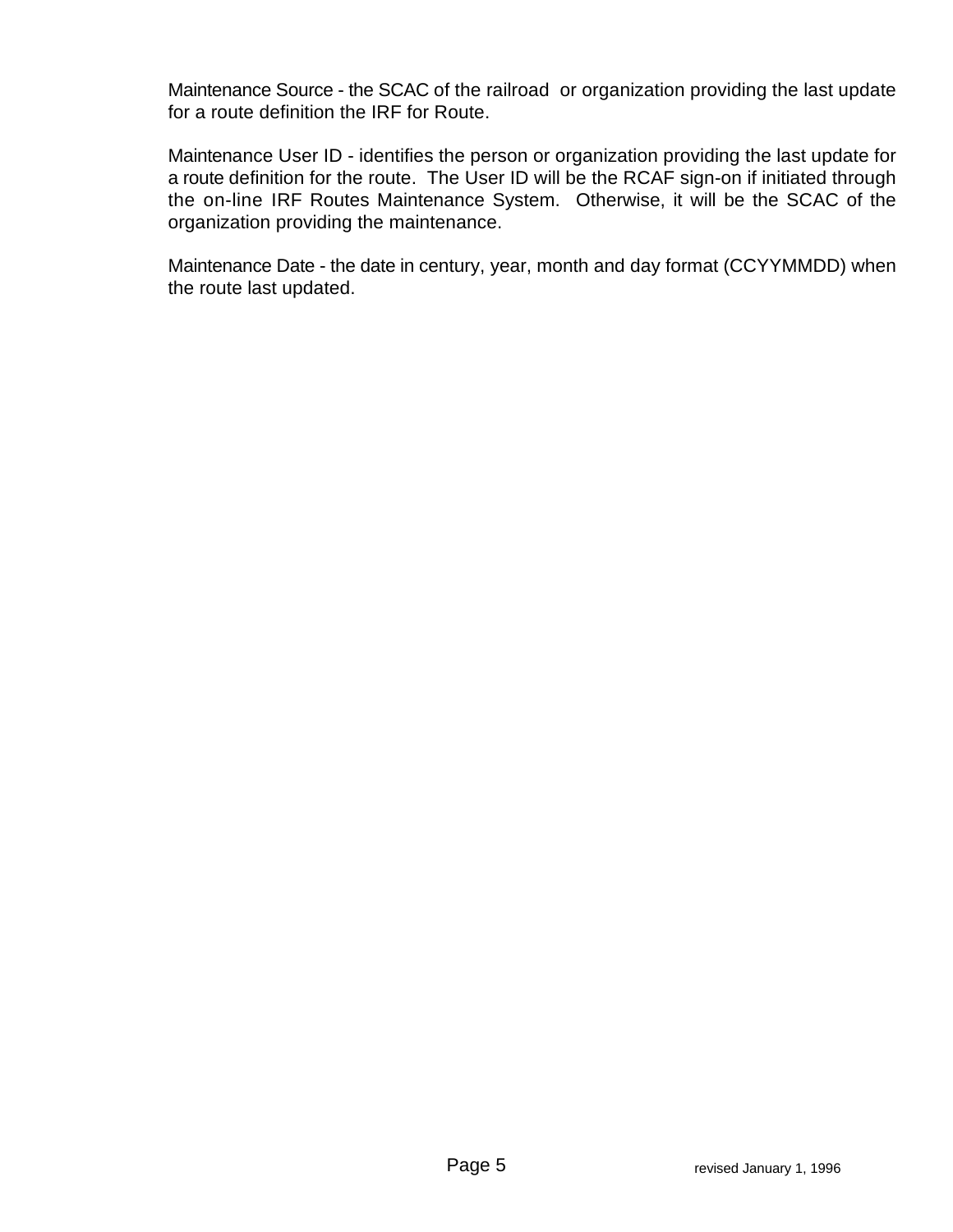Maintenance Source - the SCAC of the railroad  or organization providing the last update for a route definition the IRF for Route.

Maintenance User ID - identifies the person or organization providing the last update for a route definition for the route.  The User ID will be the RCAF sign-on if initiated through the on-line IRF Routes Maintenance System.  Otherwise, it will be the SCAC of the organization providing the maintenance.

Maintenance Date - the date in century, year, month and day format (CCYYMMDD) when the route last updated.